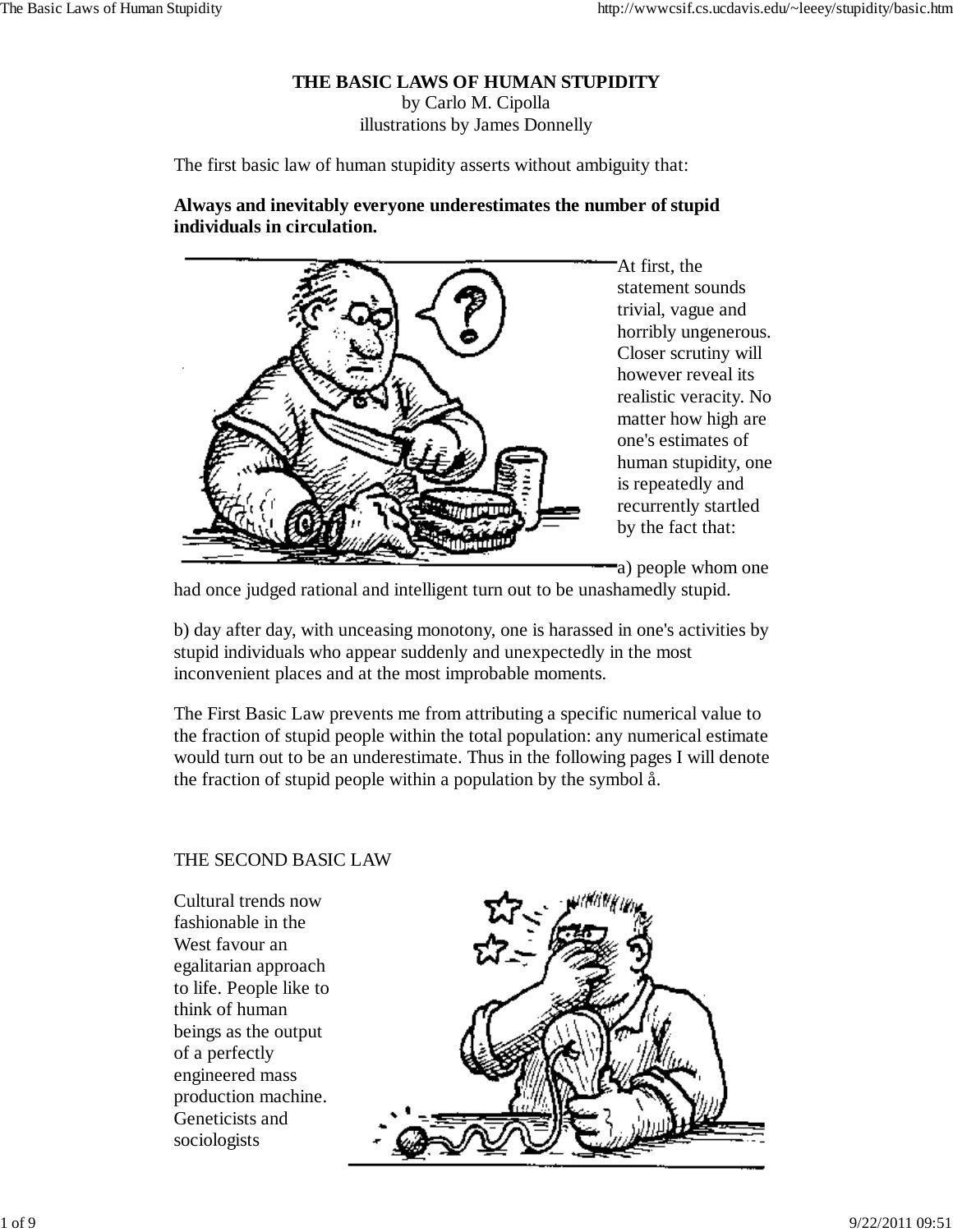# THE BASIC LAWS OF HUMAN STUPIDITY

by Carlo M. Cipolla
illustrations by James Donnelly

The first basic law of human stupidity asserts without ambiguity that:

**Always and inevitably everyone underestimates the number of stupid individuals in circulation.**

At first, the statement sounds trivial, vague and horribly ungenerous. Closer scrutiny will however reveal its realistic veracity. No matter how high are one's estimates of human stupidity, one is repeatedly and recurrently startled by the fact that:

a) people whom one had once judged rational and intelligent turn out to be unashamedly stupid.

b) day after day, with unceasing monotony, one is harassed in one's activities by stupid individuals who appear suddenly and unexpectedly in the most inconvenient places and at the most improbable moments.

The First Basic Law prevents me from attributing a specific numerical value to the fraction of stupid people within the total population: any numerical estimate would turn out to be an underestimate. Thus in the following pages I will denote the fraction of stupid people within a population by the symbol å.

## THE SECOND BASIC LAW

Cultural trends now fashionable in the West favour an egalitarian approach to life. People like to think of human beings as the output of a perfectly engineered mass production machine. Geneticists and sociologists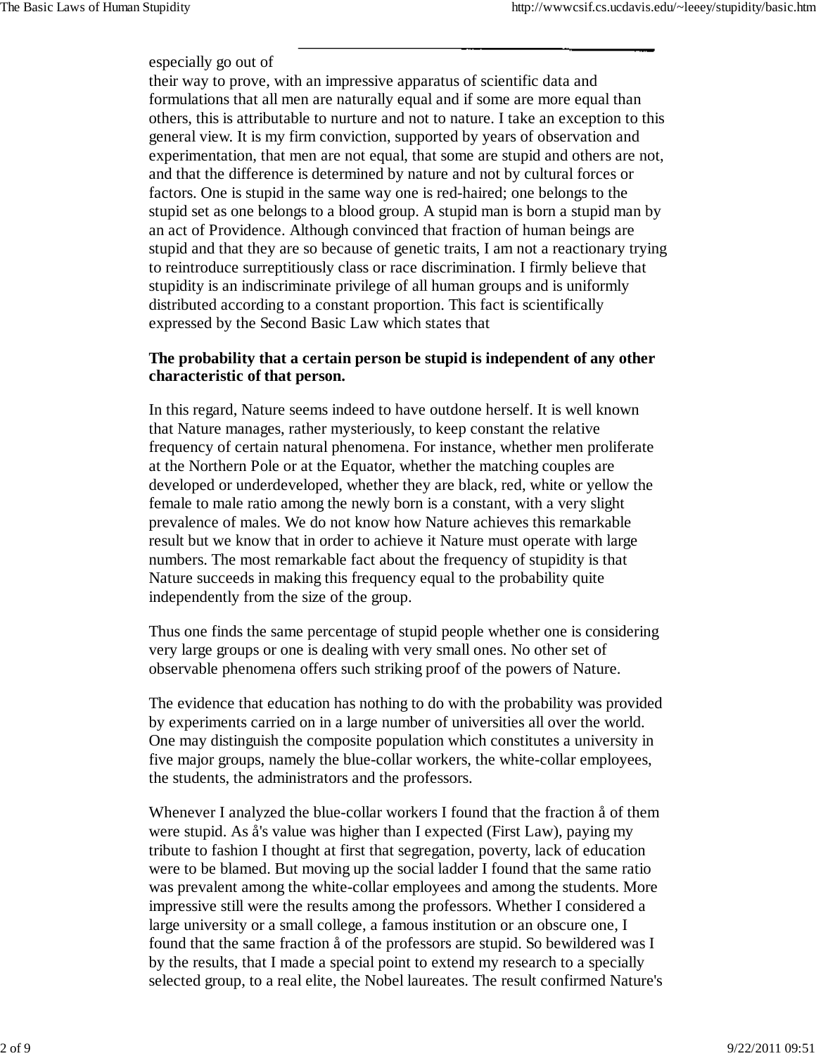especially go out of
their way to prove, with an impressive apparatus of scientific data and formulations that all men are naturally equal and if some are more equal than others, this is attributable to nurture and not to nature. I take an exception to this general view. It is my firm conviction, supported by years of observation and experimentation, that men are not equal, that some are stupid and others are not, and that the difference is determined by nature and not by cultural forces or factors. One is stupid in the same way one is red-haired; one belongs to the stupid set as one belongs to a blood group. A stupid man is born a stupid man by an act of Providence. Although convinced that fraction of human beings are stupid and that they are so because of genetic traits, I am not a reactionary trying to reintroduce surreptitiously class or race discrimination. I firmly believe that stupidity is an indiscriminate privilege of all human groups and is uniformly distributed according to a constant proportion. This fact is scientifically expressed by the Second Basic Law which states that

**The probability that a certain person be stupid is independent of any other characteristic of that person.**

In this regard, Nature seems indeed to have outdone herself. It is well known that Nature manages, rather mysteriously, to keep constant the relative frequency of certain natural phenomena. For instance, whether men proliferate at the Northern Pole or at the Equator, whether the matching couples are developed or underdeveloped, whether they are black, red, white or yellow the female to male ratio among the newly born is a constant, with a very slight prevalence of males. We do not know how Nature achieves this remarkable result but we know that in order to achieve it Nature must operate with large numbers. The most remarkable fact about the frequency of stupidity is that Nature succeeds in making this frequency equal to the probability quite independently from the size of the group.

Thus one finds the same percentage of stupid people whether one is considering very large groups or one is dealing with very small ones. No other set of observable phenomena offers such striking proof of the powers of Nature.

The evidence that education has nothing to do with the probability was provided by experiments carried on in a large number of universities all over the world. One may distinguish the composite population which constitutes a university in five major groups, namely the blue-collar workers, the white-collar employees, the students, the administrators and the professors.

Whenever I analyzed the blue-collar workers I found that the fraction å of them were stupid. As å's value was higher than I expected (First Law), paying my tribute to fashion I thought at first that segregation, poverty, lack of education were to be blamed. But moving up the social ladder I found that the same ratio was prevalent among the white-collar employees and among the students. More impressive still were the results among the professors. Whether I considered a large university or a small college, a famous institution or an obscure one, I found that the same fraction å of the professors are stupid. So bewildered was I by the results, that I made a special point to extend my research to a specially selected group, to a real elite, the Nobel laureates. The result confirmed Nature's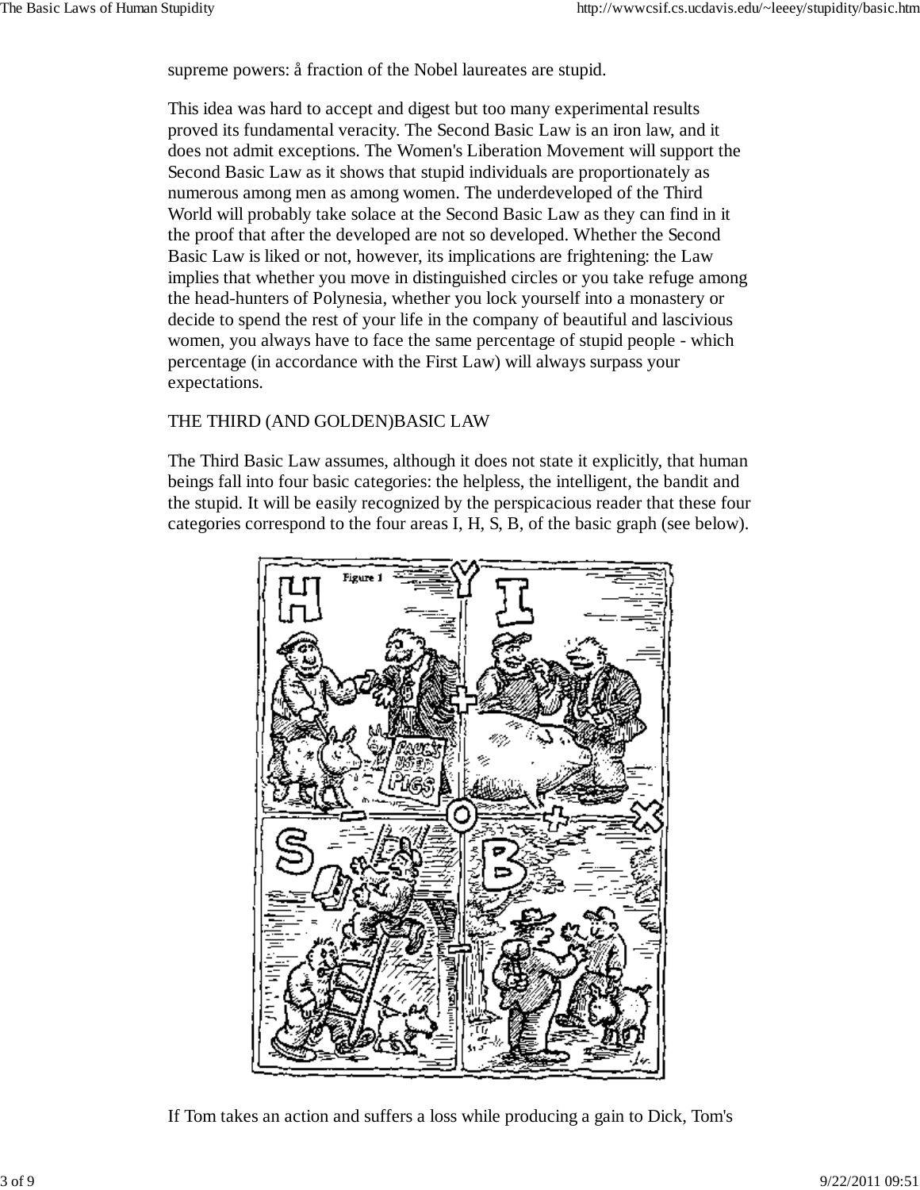supreme powers: å fraction of the Nobel laureates are stupid.

This idea was hard to accept and digest but too many experimental results proved its fundamental veracity. The Second Basic Law is an iron law, and it does not admit exceptions. The Women's Liberation Movement will support the Second Basic Law as it shows that stupid individuals are proportionately as numerous among men as among women. The underdeveloped of the Third World will probably take solace at the Second Basic Law as they can find in it the proof that after the developed are not so developed. Whether the Second Basic Law is liked or not, however, its implications are frightening: the Law implies that whether you move in distinguished circles or you take refuge among the head-hunters of Polynesia, whether you lock yourself into a monastery or decide to spend the rest of your life in the company of beautiful and lascivious women, you always have to face the same percentage of stupid people - which percentage (in accordance with the First Law) will always surpass your expectations.

THE THIRD (AND GOLDEN)BASIC LAW

The Third Basic Law assumes, although it does not state it explicitly, that human beings fall into four basic categories: the helpless, the intelligent, the bandit and the stupid. It will be easily recognized by the perspicacious reader that these four categories correspond to the four areas I, H, S, B, of the basic graph (see below).

If Tom takes an action and suffers a loss while producing a gain to Dick, Tom's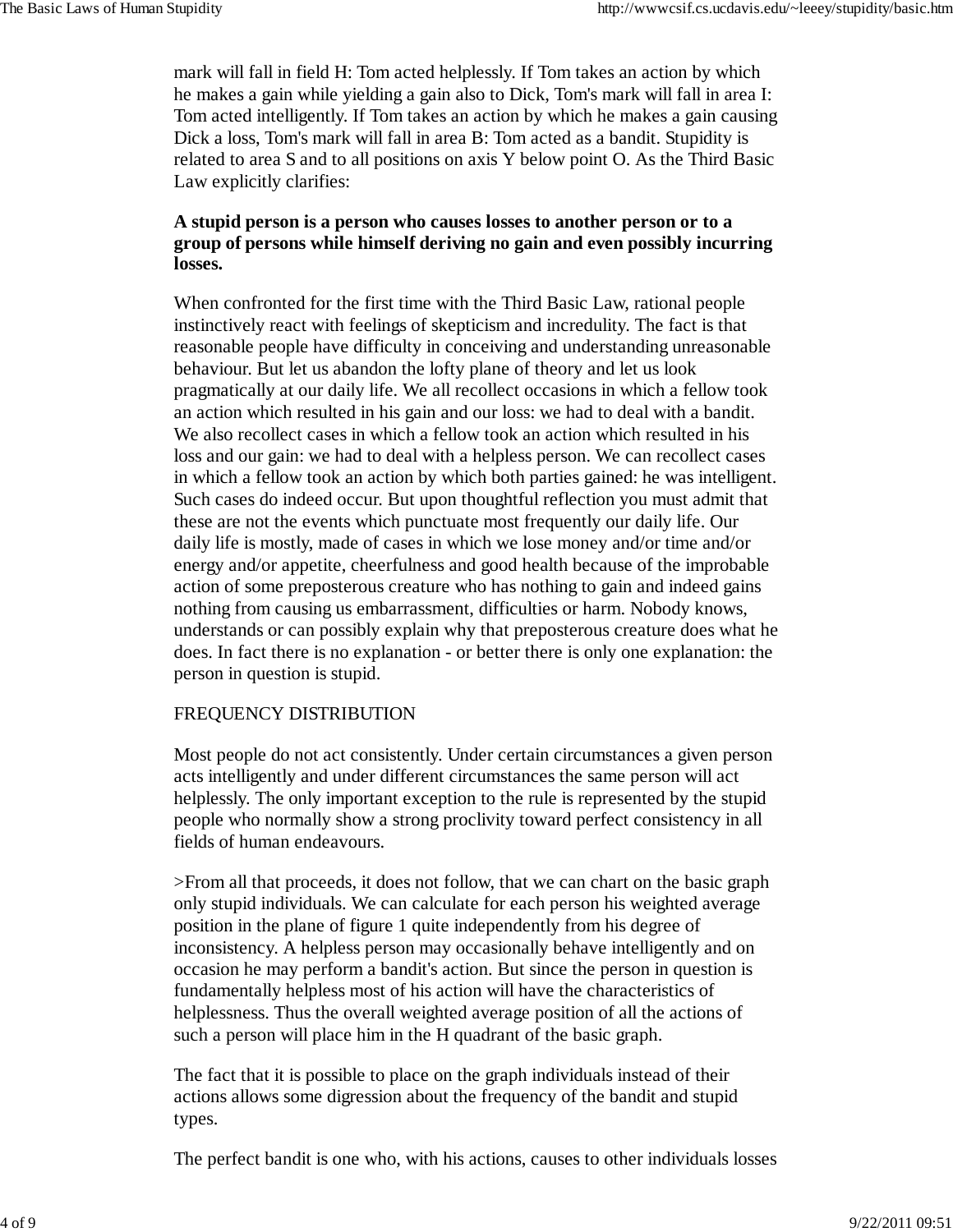mark will fall in field H: Tom acted helplessly. If Tom takes an action by which he makes a gain while yielding a gain also to Dick, Tom's mark will fall in area I: Tom acted intelligently. If Tom takes an action by which he makes a gain causing Dick a loss, Tom's mark will fall in area B: Tom acted as a bandit. Stupidity is related to area S and to all positions on axis Y below point O. As the Third Basic Law explicitly clarifies:

**A stupid person is a person who causes losses to another person or to a group of persons while himself deriving no gain and even possibly incurring losses.**

When confronted for the first time with the Third Basic Law, rational people instinctively react with feelings of skepticism and incredulity. The fact is that reasonable people have difficulty in conceiving and understanding unreasonable behaviour. But let us abandon the lofty plane of theory and let us look pragmatically at our daily life. We all recollect occasions in which a fellow took an action which resulted in his gain and our loss: we had to deal with a bandit. We also recollect cases in which a fellow took an action which resulted in his loss and our gain: we had to deal with a helpless person. We can recollect cases in which a fellow took an action by which both parties gained: he was intelligent. Such cases do indeed occur. But upon thoughtful reflection you must admit that these are not the events which punctuate most frequently our daily life. Our daily life is mostly, made of cases in which we lose money and/or time and/or energy and/or appetite, cheerfulness and good health because of the improbable action of some preposterous creature who has nothing to gain and indeed gains nothing from causing us embarrassment, difficulties or harm. Nobody knows, understands or can possibly explain why that preposterous creature does what he does. In fact there is no explanation - or better there is only one explanation: the person in question is stupid.

FREQUENCY DISTRIBUTION

Most people do not act consistently. Under certain circumstances a given person acts intelligently and under different circumstances the same person will act helplessly. The only important exception to the rule is represented by the stupid people who normally show a strong proclivity toward perfect consistency in all fields of human endeavours.

>From all that proceeds, it does not follow, that we can chart on the basic graph only stupid individuals. We can calculate for each person his weighted average position in the plane of figure 1 quite independently from his degree of inconsistency. A helpless person may occasionally behave intelligently and on occasion he may perform a bandit's action. But since the person in question is fundamentally helpless most of his action will have the characteristics of helplessness. Thus the overall weighted average position of all the actions of such a person will place him in the H quadrant of the basic graph.

The fact that it is possible to place on the graph individuals instead of their actions allows some digression about the frequency of the bandit and stupid types.

The perfect bandit is one who, with his actions, causes to other individuals losses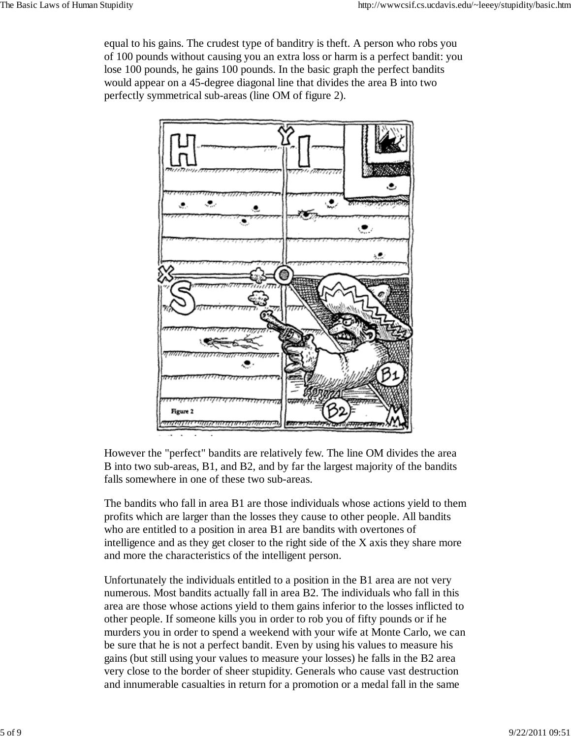equal to his gains. The crudest type of banditry is theft. A person who robs you of 100 pounds without causing you an extra loss or harm is a perfect bandit: you lose 100 pounds, he gains 100 pounds. In the basic graph the perfect bandits would appear on a 45-degree diagonal line that divides the area B into two perfectly symmetrical sub-areas (line OM of figure 2).

Figure 2

However the "perfect" bandits are relatively few. The line OM divides the area B into two sub-areas, B1, and B2, and by far the largest majority of the bandits falls somewhere in one of these two sub-areas.

The bandits who fall in area B1 are those individuals whose actions yield to them profits which are larger than the losses they cause to other people. All bandits who are entitled to a position in area B1 are bandits with overtones of intelligence and as they get closer to the right side of the X axis they share more and more the characteristics of the intelligent person.

Unfortunately the individuals entitled to a position in the B1 area are not very numerous. Most bandits actually fall in area B2. The individuals who fall in this area are those whose actions yield to them gains inferior to the losses inflicted to other people. If someone kills you in order to rob you of fifty pounds or if he murders you in order to spend a weekend with your wife at Monte Carlo, we can be sure that he is not a perfect bandit. Even by using his values to measure his gains (but still using your values to measure your losses) he falls in the B2 area very close to the border of sheer stupidity. Generals who cause vast destruction and innumerable casualties in return for a promotion or a medal fall in the same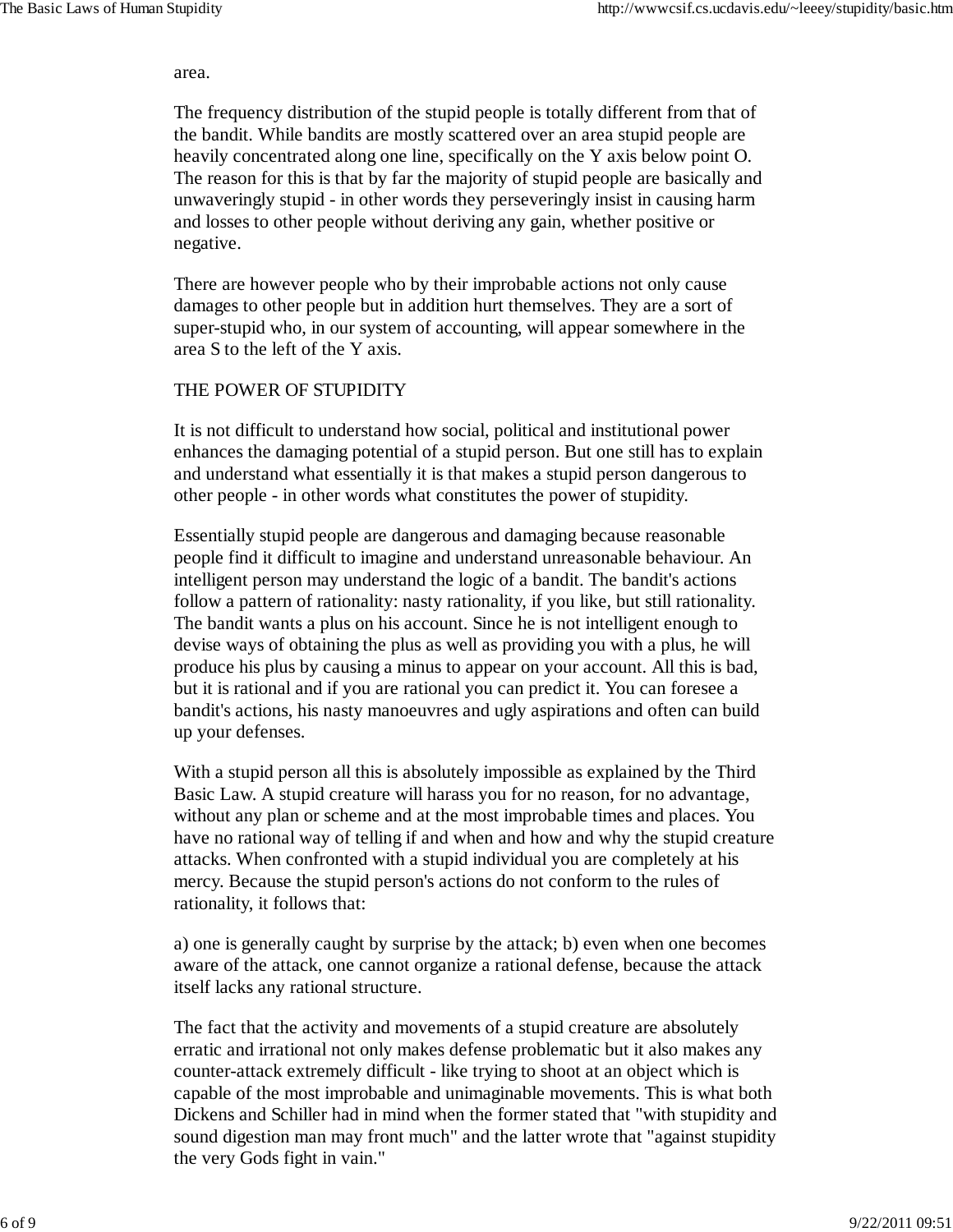area.

The frequency distribution of the stupid people is totally different from that of the bandit. While bandits are mostly scattered over an area stupid people are heavily concentrated along one line, specifically on the Y axis below point O. The reason for this is that by far the majority of stupid people are basically and unwaveringly stupid - in other words they perseveringly insist in causing harm and losses to other people without deriving any gain, whether positive or negative.

There are however people who by their improbable actions not only cause damages to other people but in addition hurt themselves. They are a sort of super-stupid who, in our system of accounting, will appear somewhere in the area S to the left of the Y axis.

## THE POWER OF STUPIDITY

It is not difficult to understand how social, political and institutional power enhances the damaging potential of a stupid person. But one still has to explain and understand what essentially it is that makes a stupid person dangerous to other people - in other words what constitutes the power of stupidity.

Essentially stupid people are dangerous and damaging because reasonable people find it difficult to imagine and understand unreasonable behaviour. An intelligent person may understand the logic of a bandit. The bandit's actions follow a pattern of rationality: nasty rationality, if you like, but still rationality. The bandit wants a plus on his account. Since he is not intelligent enough to devise ways of obtaining the plus as well as providing you with a plus, he will produce his plus by causing a minus to appear on your account. All this is bad, but it is rational and if you are rational you can predict it. You can foresee a bandit's actions, his nasty manoeuvres and ugly aspirations and often can build up your defenses.

With a stupid person all this is absolutely impossible as explained by the Third Basic Law. A stupid creature will harass you for no reason, for no advantage, without any plan or scheme and at the most improbable times and places. You have no rational way of telling if and when and how and why the stupid creature attacks. When confronted with a stupid individual you are completely at his mercy. Because the stupid person's actions do not conform to the rules of rationality, it follows that:

a) one is generally caught by surprise by the attack; b) even when one becomes aware of the attack, one cannot organize a rational defense, because the attack itself lacks any rational structure.

The fact that the activity and movements of a stupid creature are absolutely erratic and irrational not only makes defense problematic but it also makes any counter-attack extremely difficult - like trying to shoot at an object which is capable of the most improbable and unimaginable movements. This is what both Dickens and Schiller had in mind when the former stated that "with stupidity and sound digestion man may front much" and the latter wrote that "against stupidity the very Gods fight in vain."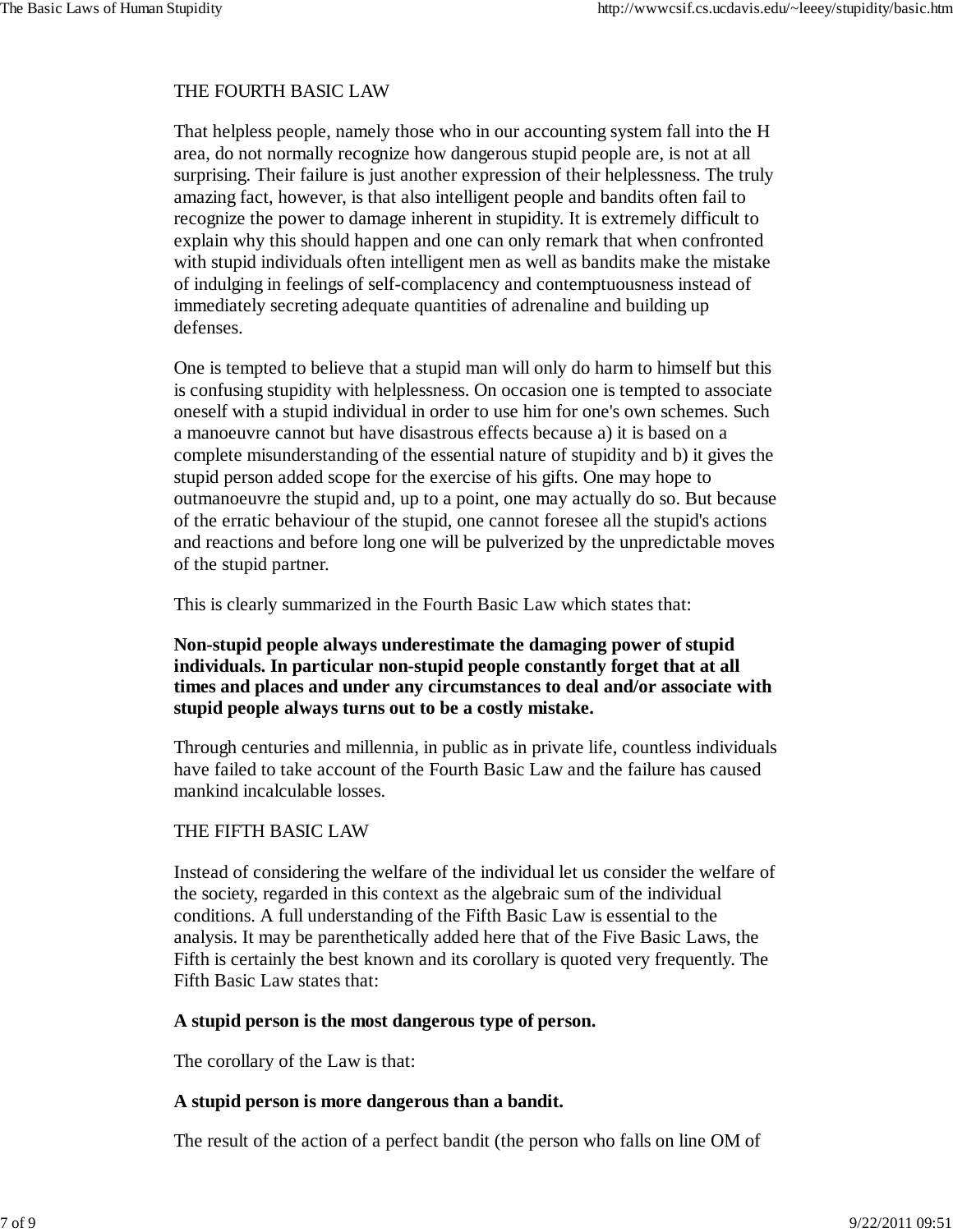## THE FOURTH BASIC LAW

That helpless people, namely those who in our accounting system fall into the H area, do not normally recognize how dangerous stupid people are, is not at all surprising. Their failure is just another expression of their helplessness. The truly amazing fact, however, is that also intelligent people and bandits often fail to recognize the power to damage inherent in stupidity. It is extremely difficult to explain why this should happen and one can only remark that when confronted with stupid individuals often intelligent men as well as bandits make the mistake of indulging in feelings of self-complacency and contemptuousness instead of immediately secreting adequate quantities of adrenaline and building up defenses.

One is tempted to believe that a stupid man will only do harm to himself but this is confusing stupidity with helplessness. On occasion one is tempted to associate oneself with a stupid individual in order to use him for one's own schemes. Such a manoeuvre cannot but have disastrous effects because a) it is based on a complete misunderstanding of the essential nature of stupidity and b) it gives the stupid person added scope for the exercise of his gifts. One may hope to outmanoeuvre the stupid and, up to a point, one may actually do so. But because of the erratic behaviour of the stupid, one cannot foresee all the stupid's actions and reactions and before long one will be pulverized by the unpredictable moves of the stupid partner.

This is clearly summarized in the Fourth Basic Law which states that:

**Non-stupid people always underestimate the damaging power of stupid individuals. In particular non-stupid people constantly forget that at all times and places and under any circumstances to deal and/or associate with stupid people always turns out to be a costly mistake.**

Through centuries and millennia, in public as in private life, countless individuals have failed to take account of the Fourth Basic Law and the failure has caused mankind incalculable losses.

## THE FIFTH BASIC LAW

Instead of considering the welfare of the individual let us consider the welfare of the society, regarded in this context as the algebraic sum of the individual conditions. A full understanding of the Fifth Basic Law is essential to the analysis. It may be parenthetically added here that of the Five Basic Laws, the Fifth is certainly the best known and its corollary is quoted very frequently. The Fifth Basic Law states that:

**A stupid person is the most dangerous type of person.**

The corollary of the Law is that:

**A stupid person is more dangerous than a bandit.**

The result of the action of a perfect bandit (the person who falls on line OM of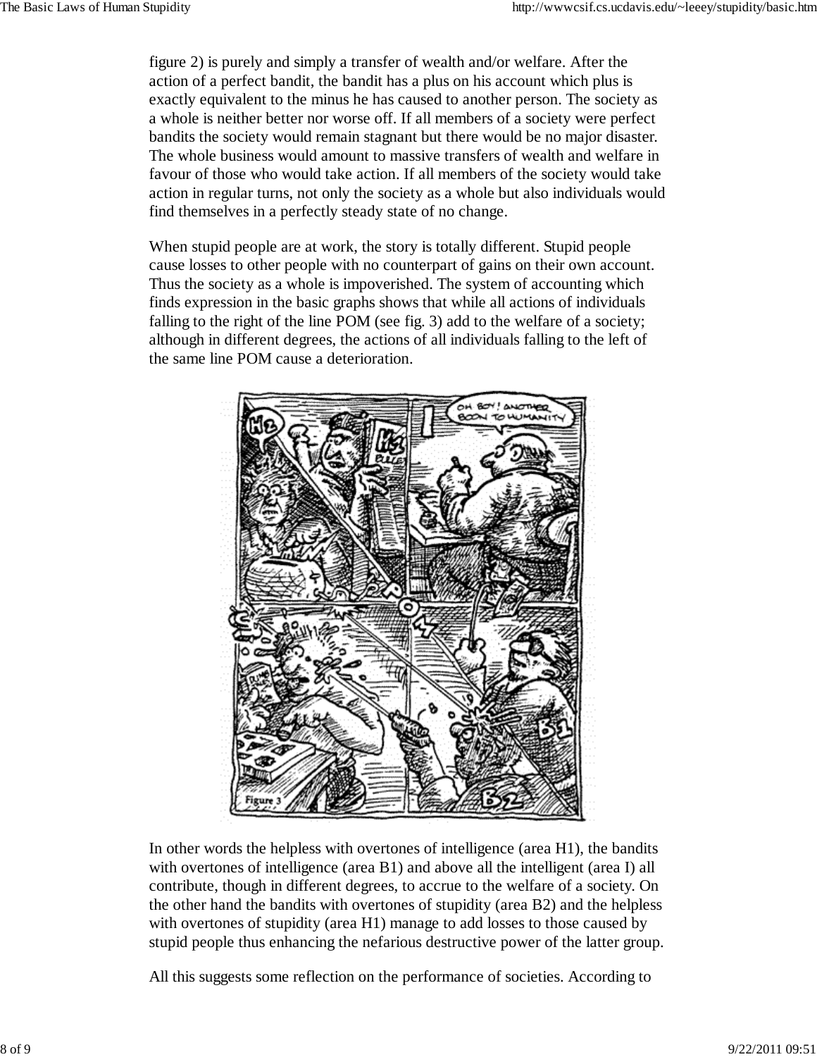figure 2) is purely and simply a transfer of wealth and/or welfare. After the action of a perfect bandit, the bandit has a plus on his account which plus is exactly equivalent to the minus he has caused to another person. The society as a whole is neither better nor worse off. If all members of a society were perfect bandits the society would remain stagnant but there would be no major disaster. The whole business would amount to massive transfers of wealth and welfare in favour of those who would take action. If all members of the society would take action in regular turns, not only the society as a whole but also individuals would find themselves in a perfectly steady state of no change.

When stupid people are at work, the story is totally different. Stupid people cause losses to other people with no counterpart of gains on their own account. Thus the society as a whole is impoverished. The system of accounting which finds expression in the basic graphs shows that while all actions of individuals falling to the right of the line POM (see fig. 3) add to the welfare of a society; although in different degrees, the actions of all individuals falling to the left of the same line POM cause a deterioration.

In other words the helpless with overtones of intelligence (area H1), the bandits with overtones of intelligence (area B1) and above all the intelligent (area I) all contribute, though in different degrees, to accrue to the welfare of a society. On the other hand the bandits with overtones of stupidity (area B2) and the helpless with overtones of stupidity (area H1) manage to add losses to those caused by stupid people thus enhancing the nefarious destructive power of the latter group.

All this suggests some reflection on the performance of societies. According to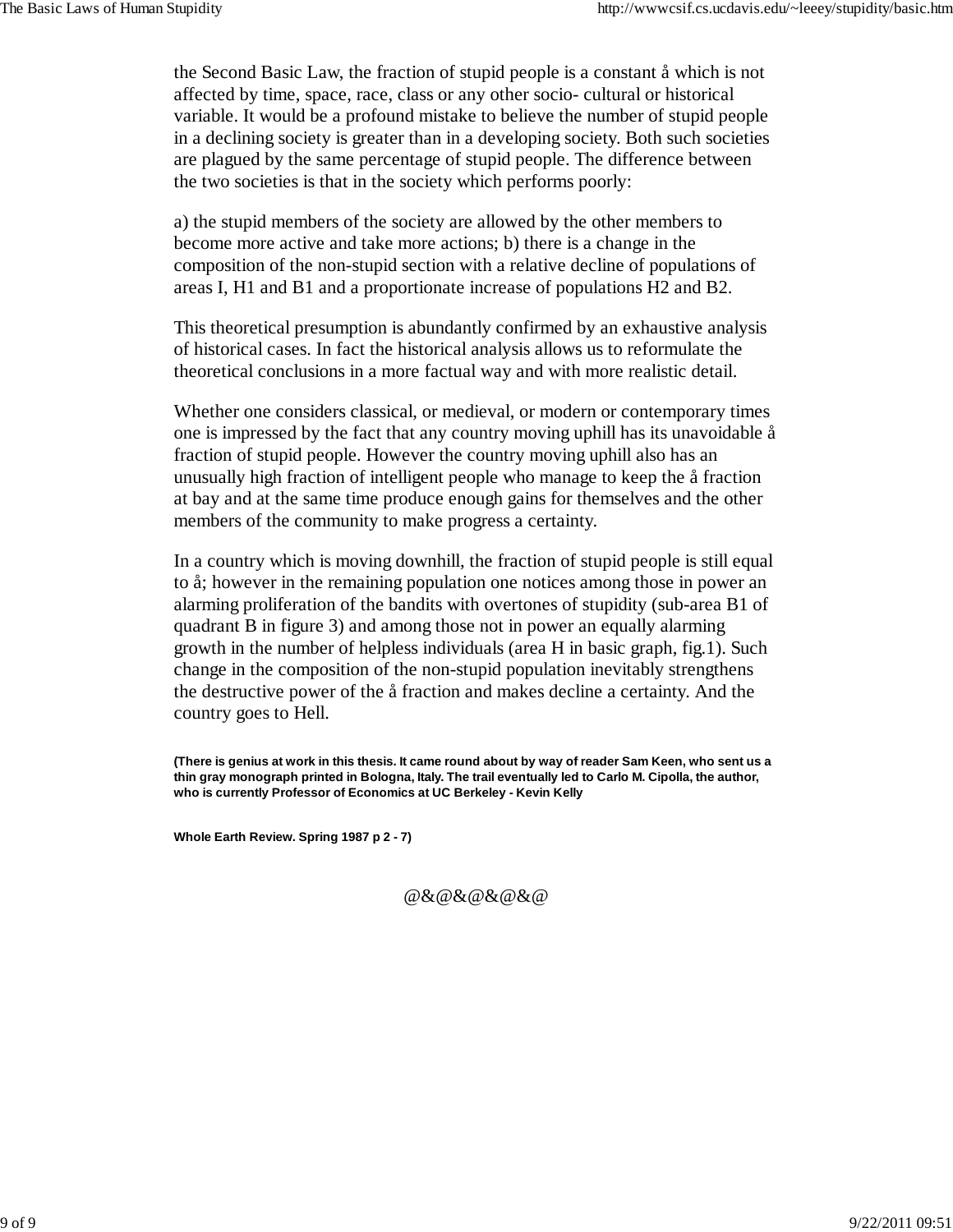the Second Basic Law, the fraction of stupid people is a constant å which is not affected by time, space, race, class or any other socio- cultural or historical variable. It would be a profound mistake to believe the number of stupid people in a declining society is greater than in a developing society. Both such societies are plagued by the same percentage of stupid people. The difference between the two societies is that in the society which performs poorly:

a) the stupid members of the society are allowed by the other members to become more active and take more actions; b) there is a change in the composition of the non-stupid section with a relative decline of populations of areas I, H1 and B1 and a proportionate increase of populations H2 and B2.

This theoretical presumption is abundantly confirmed by an exhaustive analysis of historical cases. In fact the historical analysis allows us to reformulate the theoretical conclusions in a more factual way and with more realistic detail.

Whether one considers classical, or medieval, or modern or contemporary times one is impressed by the fact that any country moving uphill has its unavoidable å fraction of stupid people. However the country moving uphill also has an unusually high fraction of intelligent people who manage to keep the å fraction at bay and at the same time produce enough gains for themselves and the other members of the community to make progress a certainty.

In a country which is moving downhill, the fraction of stupid people is still equal to å; however in the remaining population one notices among those in power an alarming proliferation of the bandits with overtones of stupidity (sub-area B1 of quadrant B in figure 3) and among those not in power an equally alarming growth in the number of helpless individuals (area H in basic graph, fig.1). Such change in the composition of the non-stupid population inevitably strengthens the destructive power of the å fraction and makes decline a certainty. And the country goes to Hell.

**(There is genius at work in this thesis. It came round about by way of reader Sam Keen, who sent us a thin gray monograph printed in Bologna, Italy. The trail eventually led to Carlo M. Cipolla, the author, who is currently Professor of Economics at UC Berkeley - Kevin Kelly**

**Whole Earth Review. Spring 1987 p 2 - 7)**

@&@&@&@&@